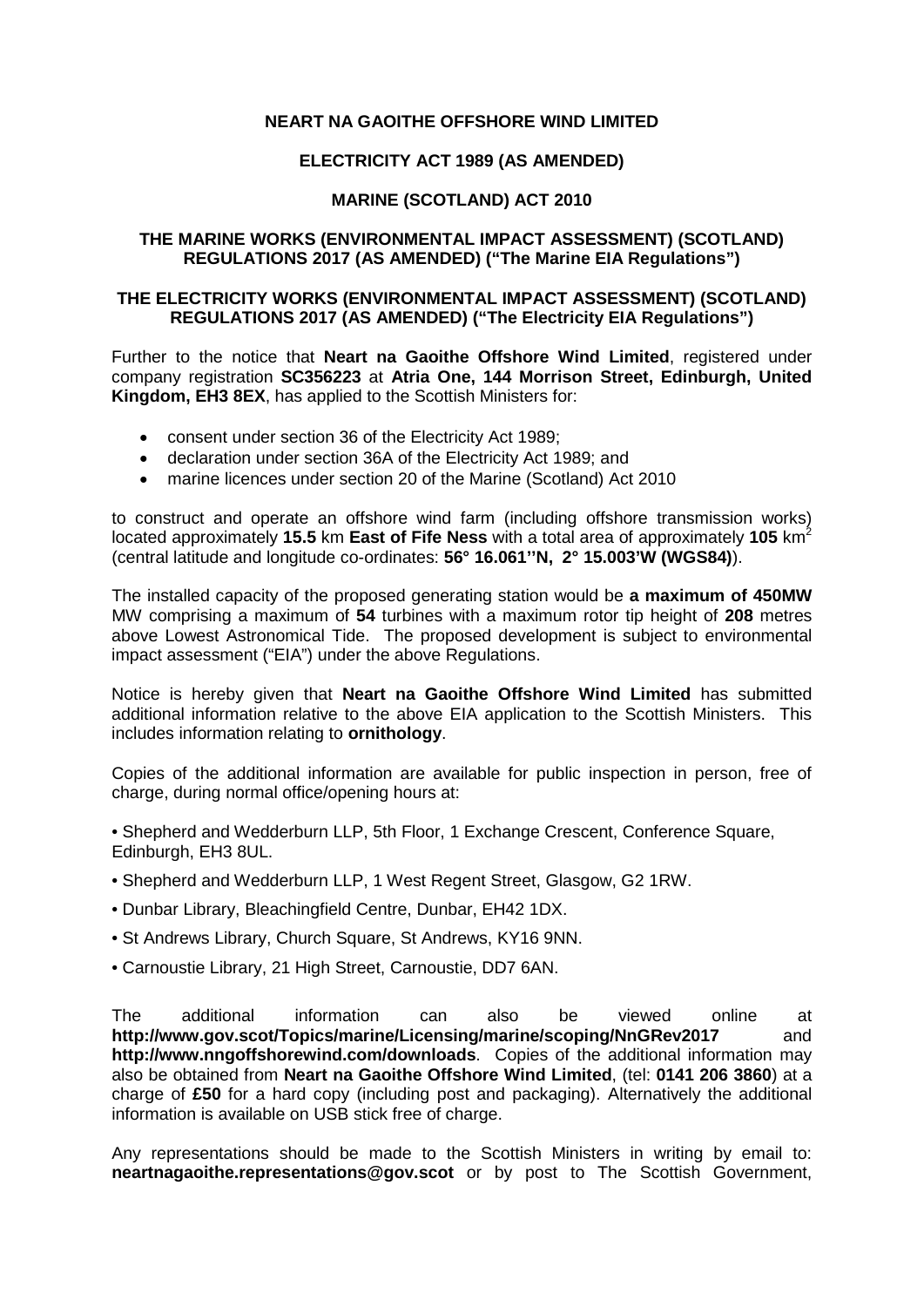**NEART NA GAOITHE OFFSHORE WIND LIMITED**

**ELECTRICITY ACT 1989 (AS AMENDED)**

**MARINE (SCOTLAND) ACT 2010**

**THE MARINE WORKS (ENVIRONMENTAL IMPACT ASSESSMENT) (SCOTLAND) REGULATIONS 2017 (AS AMENDED) ("The Marine EIA Regulations")**

**THE ELECTRICITY WORKS (ENVIRONMENTAL IMPACT ASSESSMENT) (SCOTLAND) REGULATIONS 2017 (AS AMENDED) ("The Electricity EIA Regulations")**

Further to the notice that **Neart na Gaoithe Offshore Wind Limited**, registered under company registration **SC356223** at **Atria One, 144 Morrison Street, Edinburgh, United Kingdom, EH3 8EX**, has applied to the Scottish Ministers for:

- consent under section 36 of the Electricity Act 1989;
- declaration under section 36A of the Electricity Act 1989; and
- marine licences under section 20 of the Marine (Scotland) Act 2010

to construct and operate an offshore wind farm (including offshore transmission works) located approximately **15.5** km **East of Fife Ness** with a total area of approximately **105** km$^2$ (central latitude and longitude co-ordinates: **56° 16.061''N, 2° 15.003'W (WGS84)**).

The installed capacity of the proposed generating station would be **a maximum of 450MW** MW comprising a maximum of **54** turbines with a maximum rotor tip height of **208** metres above Lowest Astronomical Tide. The proposed development is subject to environmental impact assessment ("EIA") under the above Regulations.

Notice is hereby given that **Neart na Gaoithe Offshore Wind Limited** has submitted additional information relative to the above EIA application to the Scottish Ministers. This includes information relating to **ornithology**.

Copies of the additional information are available for public inspection in person, free of charge, during normal office/opening hours at:

- Shepherd and Wedderburn LLP, 5th Floor, 1 Exchange Crescent, Conference Square, Edinburgh, EH3 8UL.
- Shepherd and Wedderburn LLP, 1 West Regent Street, Glasgow, G2 1RW.
- Dunbar Library, Bleachingfield Centre, Dunbar, EH42 1DX.
- St Andrews Library, Church Square, St Andrews, KY16 9NN.
- Carnoustie Library, 21 High Street, Carnoustie, DD7 6AN.

The additional information can also be viewed online at **http://www.gov.scot/Topics/marine/Licensing/marine/scoping/NnGRev2017** and **http://www.nngoffshorewind.com/downloads**. Copies of the additional information may also be obtained from **Neart na Gaoithe Offshore Wind Limited**, (tel: **0141 206 3860**) at a charge of **£50** for a hard copy (including post and packaging). Alternatively the additional information is available on USB stick free of charge.

Any representations should be made to the Scottish Ministers in writing by email to: **neartnagaoithe.representations@gov.scot** or by post to The Scottish Government,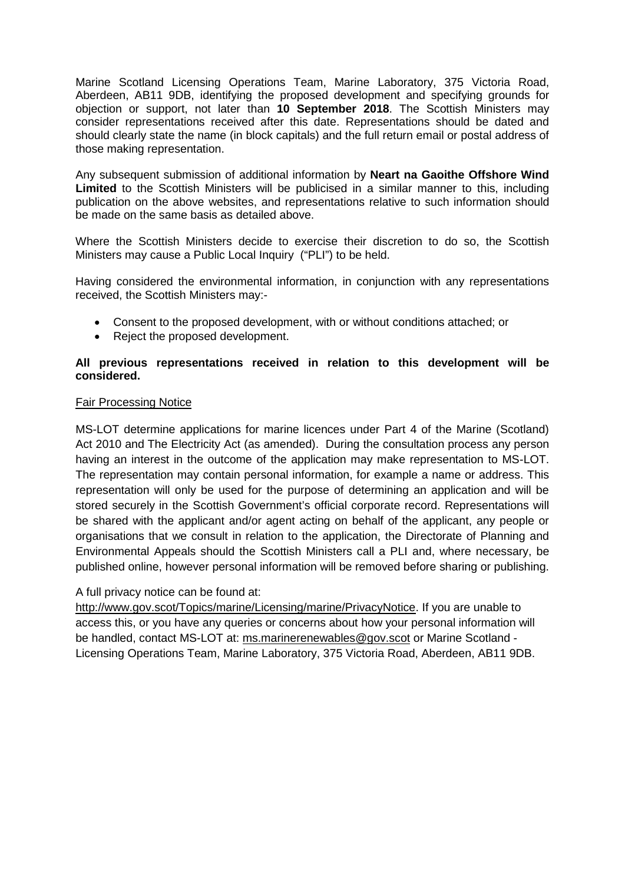Marine Scotland Licensing Operations Team, Marine Laboratory, 375 Victoria Road, Aberdeen, AB11 9DB, identifying the proposed development and specifying grounds for objection or support, not later than **10 September 2018**. The Scottish Ministers may consider representations received after this date. Representations should be dated and should clearly state the name (in block capitals) and the full return email or postal address of those making representation.

Any subsequent submission of additional information by **Neart na Gaoithe Offshore Wind Limited** to the Scottish Ministers will be publicised in a similar manner to this, including publication on the above websites, and representations relative to such information should be made on the same basis as detailed above.

Where the Scottish Ministers decide to exercise their discretion to do so, the Scottish Ministers may cause a Public Local Inquiry ("PLI") to be held.

Having considered the environmental information, in conjunction with any representations received, the Scottish Ministers may:-

- Consent to the proposed development, with or without conditions attached; or
- Reject the proposed development.

**All previous representations received in relation to this development will be considered.**

Fair Processing Notice

MS-LOT determine applications for marine licences under Part 4 of the Marine (Scotland) Act 2010 and The Electricity Act (as amended). During the consultation process any person having an interest in the outcome of the application may make representation to MS-LOT. The representation may contain personal information, for example a name or address. This representation will only be used for the purpose of determining an application and will be stored securely in the Scottish Government's official corporate record. Representations will be shared with the applicant and/or agent acting on behalf of the applicant, any people or organisations that we consult in relation to the application, the Directorate of Planning and Environmental Appeals should the Scottish Ministers call a PLI and, where necessary, be published online, however personal information will be removed before sharing or publishing.

A full privacy notice can be found at:
http://www.gov.scot/Topics/marine/Licensing/marine/PrivacyNotice. If you are unable to access this, or you have any queries or concerns about how your personal information will be handled, contact MS-LOT at: ms.marinerenewables@gov.scot or Marine Scotland - Licensing Operations Team, Marine Laboratory, 375 Victoria Road, Aberdeen, AB11 9DB.